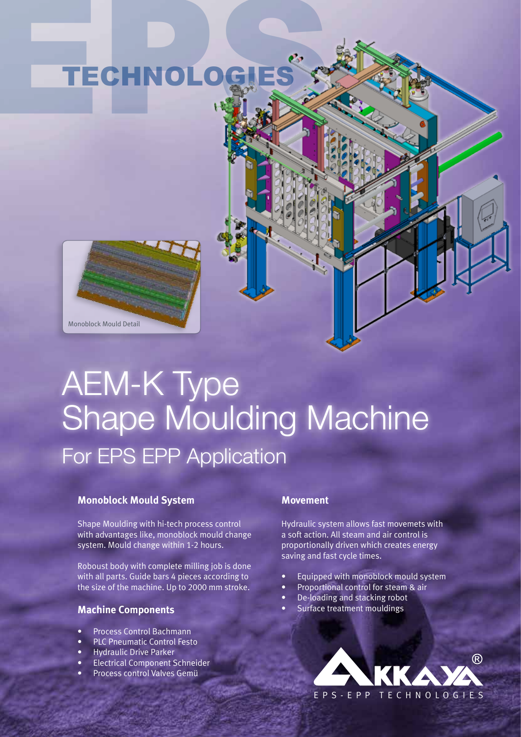EPS TECHNOLOGIES

Monoblock Mould Detail

# AEM-K Type Shape Moulding Machine

## For EPS EPP Application

### Monoblock Mould System

Shape Moulding with hi-tech process control with advantages like, monoblock mould change system. Mould change within 1-2 hours.

Roboust body with complete milling job is done with all parts. Guide bars 4 pieces according to the size of the machine. Up to 2000 mm stroke.

### Machine Components

- Process Control Bachmann
- PLC Pneumatic Control Festo
- Hydraulic Drive Parker
- Electrical Component Schneider
- Process control Valves Gemü

### Movement

Hydraulic system allows fast movemets with a soft action. All steam and air control is proportionally driven which creates energy saving and fast cycle times.

- Equipped with monoblock mould system
- Proportional control for steam & air
- De-loading and stacking robot
- Surface treatment mouldings

AKKAYA®
EPS-EPP TECHNOLOGIES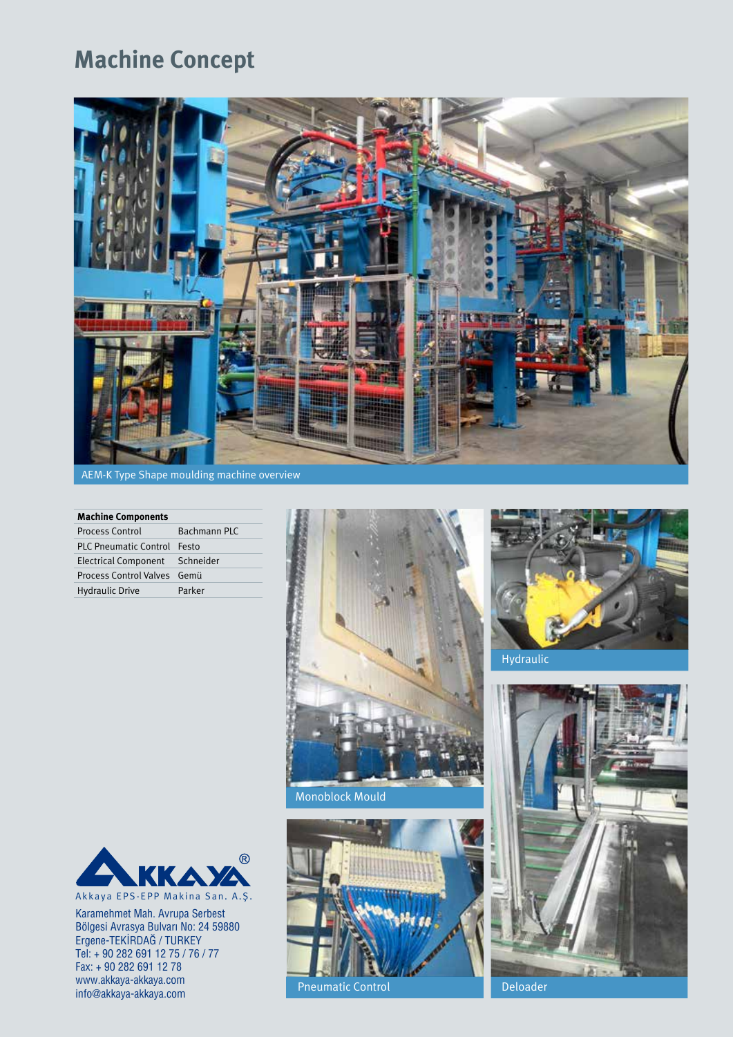# Machine Concept

AEM-K Type Shape moulding machine overview

| Machine Components | |
|---|---|
| Process Control | Bachmann PLC |
| PLC Pneumatic Control | Festo |
| Electrical Component | Schneider |
| Process Control Valves | Gemü |
| Hydraulic Drive | Parker |

Monoblock Mould

Hydraulic

Pneumatic Control

Deloader

Akkaya EPS-EPP Makina San. A.Ş.

Karamehmet Mah. Avrupa Serbest
Bölgesi Avrasya Bulvarı No: 24 59880
Ergene-TEKİRDAĞ / TURKEY
Tel: + 90 282 691 12 75 / 76 / 77
Fax: + 90 282 691 12 78
www.akkaya-akkaya.com
info@akkaya-akkaya.com